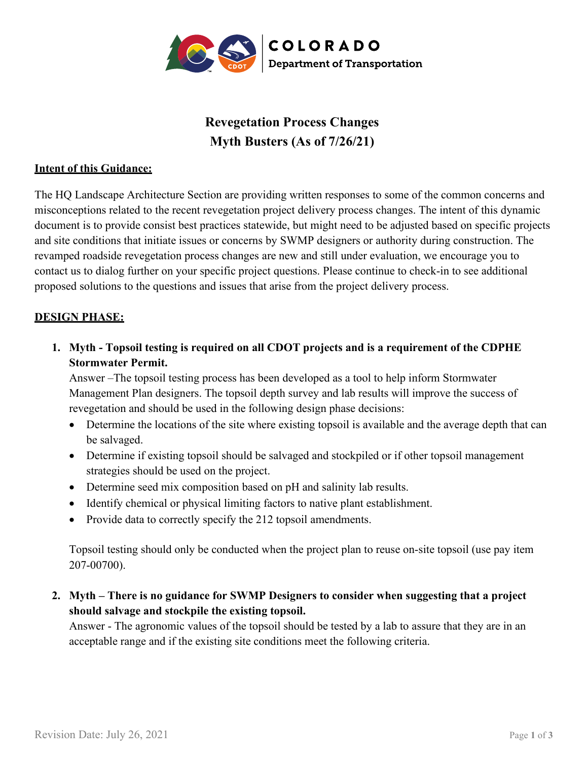# Revegetation Process Changes
# Myth Busters (As of 7/26/21)

**Intent of this Guidance:**

The HQ Landscape Architecture Section are providing written responses to some of the common concerns and misconceptions related to the recent revegetation project delivery process changes. The intent of this dynamic document is to provide consist best practices statewide, but might need to be adjusted based on specific projects and site conditions that initiate issues or concerns by SWMP designers or authority during construction. The revamped roadside revegetation process changes are new and still under evaluation, we encourage you to contact us to dialog further on your specific project questions. Please continue to check-in to see additional proposed solutions to the questions and issues that arise from the project delivery process.

**DESIGN PHASE:**

1. **Myth - Topsoil testing is required on all CDOT projects and is a requirement of the CDPHE Stormwater Permit.**
   Answer –The topsoil testing process has been developed as a tool to help inform Stormwater Management Plan designers. The topsoil depth survey and lab results will improve the success of revegetation and should be used in the following design phase decisions:
   - Determine the locations of the site where existing topsoil is available and the average depth that can be salvaged.
   - Determine if existing topsoil should be salvaged and stockpiled or if other topsoil management strategies should be used on the project.
   - Determine seed mix composition based on pH and salinity lab results.
   - Identify chemical or physical limiting factors to native plant establishment.
   - Provide data to correctly specify the 212 topsoil amendments.

   Topsoil testing should only be conducted when the project plan to reuse on-site topsoil (use pay item 207-00700).

2. **Myth – There is no guidance for SWMP Designers to consider when suggesting that a project should salvage and stockpile the existing topsoil.**
   Answer - The agronomic values of the topsoil should be tested by a lab to assure that they are in an acceptable range and if the existing site conditions meet the following criteria.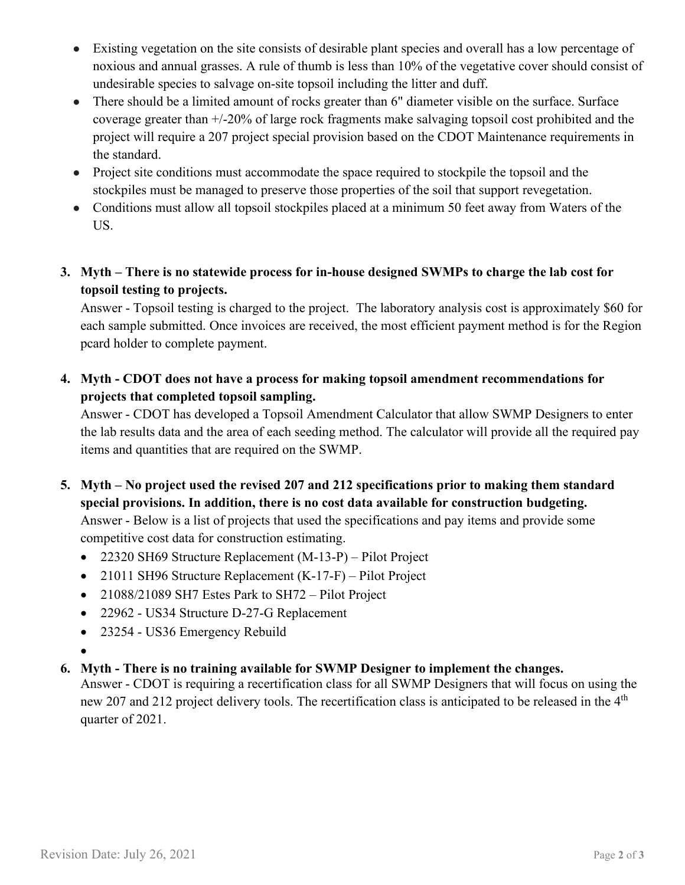- Existing vegetation on the site consists of desirable plant species and overall has a low percentage of noxious and annual grasses. A rule of thumb is less than 10% of the vegetative cover should consist of undesirable species to salvage on-site topsoil including the litter and duff.
- There should be a limited amount of rocks greater than 6" diameter visible on the surface. Surface coverage greater than +/-20% of large rock fragments make salvaging topsoil cost prohibited and the project will require a 207 project special provision based on the CDOT Maintenance requirements in the standard.
- Project site conditions must accommodate the space required to stockpile the topsoil and the stockpiles must be managed to preserve those properties of the soil that support revegetation.
- Conditions must allow all topsoil stockpiles placed at a minimum 50 feet away from Waters of the US.

3. **Myth – There is no statewide process for in-house designed SWMPs to charge the lab cost for topsoil testing to projects.**
   Answer - Topsoil testing is charged to the project. The laboratory analysis cost is approximately $60 for each sample submitted. Once invoices are received, the most efficient payment method is for the Region pcard holder to complete payment.

4. **Myth - CDOT does not have a process for making topsoil amendment recommendations for projects that completed topsoil sampling.**
   Answer - CDOT has developed a Topsoil Amendment Calculator that allow SWMP Designers to enter the lab results data and the area of each seeding method. The calculator will provide all the required pay items and quantities that are required on the SWMP.

5. **Myth – No project used the revised 207 and 212 specifications prior to making them standard special provisions. In addition, there is no cost data available for construction budgeting.**
   Answer - Below is a list of projects that used the specifications and pay items and provide some competitive cost data for construction estimating.
   - 22320 SH69 Structure Replacement (M-13-P) – Pilot Project
   - 21011 SH96 Structure Replacement (K-17-F) – Pilot Project
   - 21088/21089 SH7 Estes Park to SH72 – Pilot Project
   - 22962 - US34 Structure D-27-G Replacement
   - 23254 - US36 Emergency Rebuild

6. **Myth - There is no training available for SWMP Designer to implement the changes.**
   Answer - CDOT is requiring a recertification class for all SWMP Designers that will focus on using the new 207 and 212 project delivery tools. The recertification class is anticipated to be released in the 4th quarter of 2021.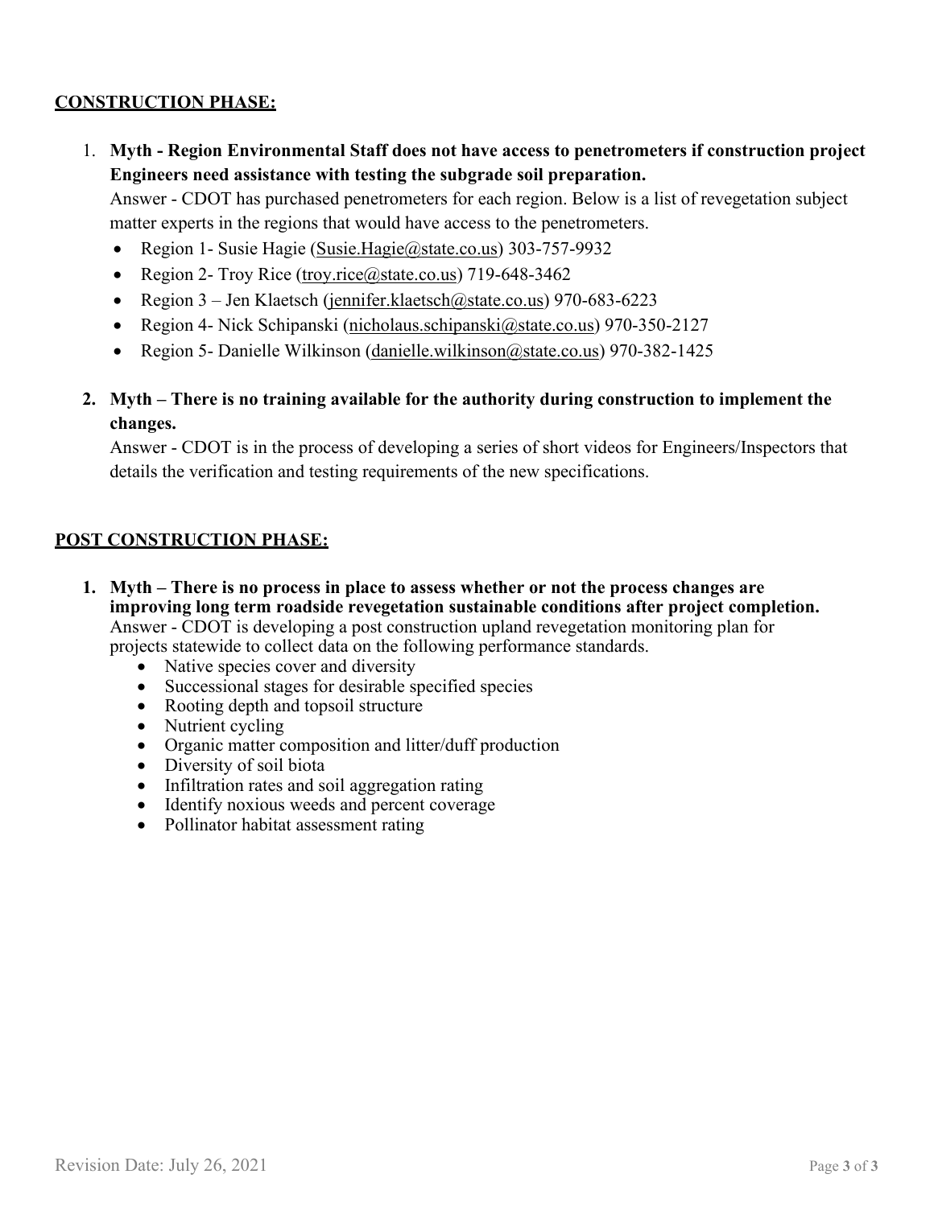**CONSTRUCTION PHASE:**

1. **Myth - Region Environmental Staff does not have access to penetrometers if construction project Engineers need assistance with testing the subgrade soil preparation.**
   Answer - CDOT has purchased penetrometers for each region. Below is a list of revegetation subject matter experts in the regions that would have access to the penetrometers.
   - Region 1- Susie Hagie (Susie.Hagie@state.co.us) 303-757-9932
   - Region 2- Troy Rice (troy.rice@state.co.us) 719-648-3462
   - Region 3 – Jen Klaetsch (jennifer.klaetsch@state.co.us) 970-683-6223
   - Region 4- Nick Schipanski (nicholaus.schipanski@state.co.us) 970-350-2127
   - Region 5- Danielle Wilkinson (danielle.wilkinson@state.co.us) 970-382-1425

2. **Myth – There is no training available for the authority during construction to implement the changes.**
   Answer - CDOT is in the process of developing a series of short videos for Engineers/Inspectors that details the verification and testing requirements of the new specifications.

**POST CONSTRUCTION PHASE:**

1. **Myth – There is no process in place to assess whether or not the process changes are improving long term roadside revegetation sustainable conditions after project completion.**
   Answer - CDOT is developing a post construction upland revegetation monitoring plan for projects statewide to collect data on the following performance standards.
   - Native species cover and diversity
   - Successional stages for desirable specified species
   - Rooting depth and topsoil structure
   - Nutrient cycling
   - Organic matter composition and litter/duff production
   - Diversity of soil biota
   - Infiltration rates and soil aggregation rating
   - Identify noxious weeds and percent coverage
   - Pollinator habitat assessment rating

Revision Date: July 26, 2021